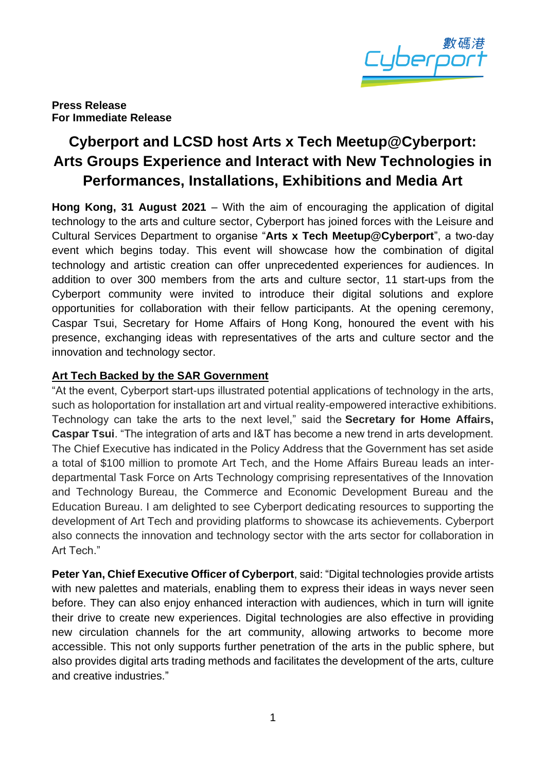**Press Release**
**For Immediate Release**

# Cyberport and LCSD host Arts x Tech Meetup@Cyberport: Arts Groups Experience and Interact with New Technologies in Performances, Installations, Exhibitions and Media Art

**Hong Kong, 31 August 2021** – With the aim of encouraging the application of digital technology to the arts and culture sector, Cyberport has joined forces with the Leisure and Cultural Services Department to organise "**Arts x Tech Meetup@Cyberport**", a two-day event which begins today. This event will showcase how the combination of digital technology and artistic creation can offer unprecedented experiences for audiences. In addition to over 300 members from the arts and culture sector, 11 start-ups from the Cyberport community were invited to introduce their digital solutions and explore opportunities for collaboration with their fellow participants. At the opening ceremony, Caspar Tsui, Secretary for Home Affairs of Hong Kong, honoured the event with his presence, exchanging ideas with representatives of the arts and culture sector and the innovation and technology sector.

## Art Tech Backed by the SAR Government

"At the event, Cyberport start-ups illustrated potential applications of technology in the arts, such as holoportation for installation art and virtual reality-empowered interactive exhibitions. Technology can take the arts to the next level," said the **Secretary for Home Affairs, Caspar Tsui**. "The integration of arts and I&T has become a new trend in arts development. The Chief Executive has indicated in the Policy Address that the Government has set aside a total of $100 million to promote Art Tech, and the Home Affairs Bureau leads an inter-departmental Task Force on Arts Technology comprising representatives of the Innovation and Technology Bureau, the Commerce and Economic Development Bureau and the Education Bureau. I am delighted to see Cyberport dedicating resources to supporting the development of Art Tech and providing platforms to showcase its achievements. Cyberport also connects the innovation and technology sector with the arts sector for collaboration in Art Tech."

**Peter Yan, Chief Executive Officer of Cyberport**, said: "Digital technologies provide artists with new palettes and materials, enabling them to express their ideas in ways never seen before. They can also enjoy enhanced interaction with audiences, which in turn will ignite their drive to create new experiences. Digital technologies are also effective in providing new circulation channels for the art community, allowing artworks to become more accessible. This not only supports further penetration of the arts in the public sphere, but also provides digital arts trading methods and facilitates the development of the arts, culture and creative industries."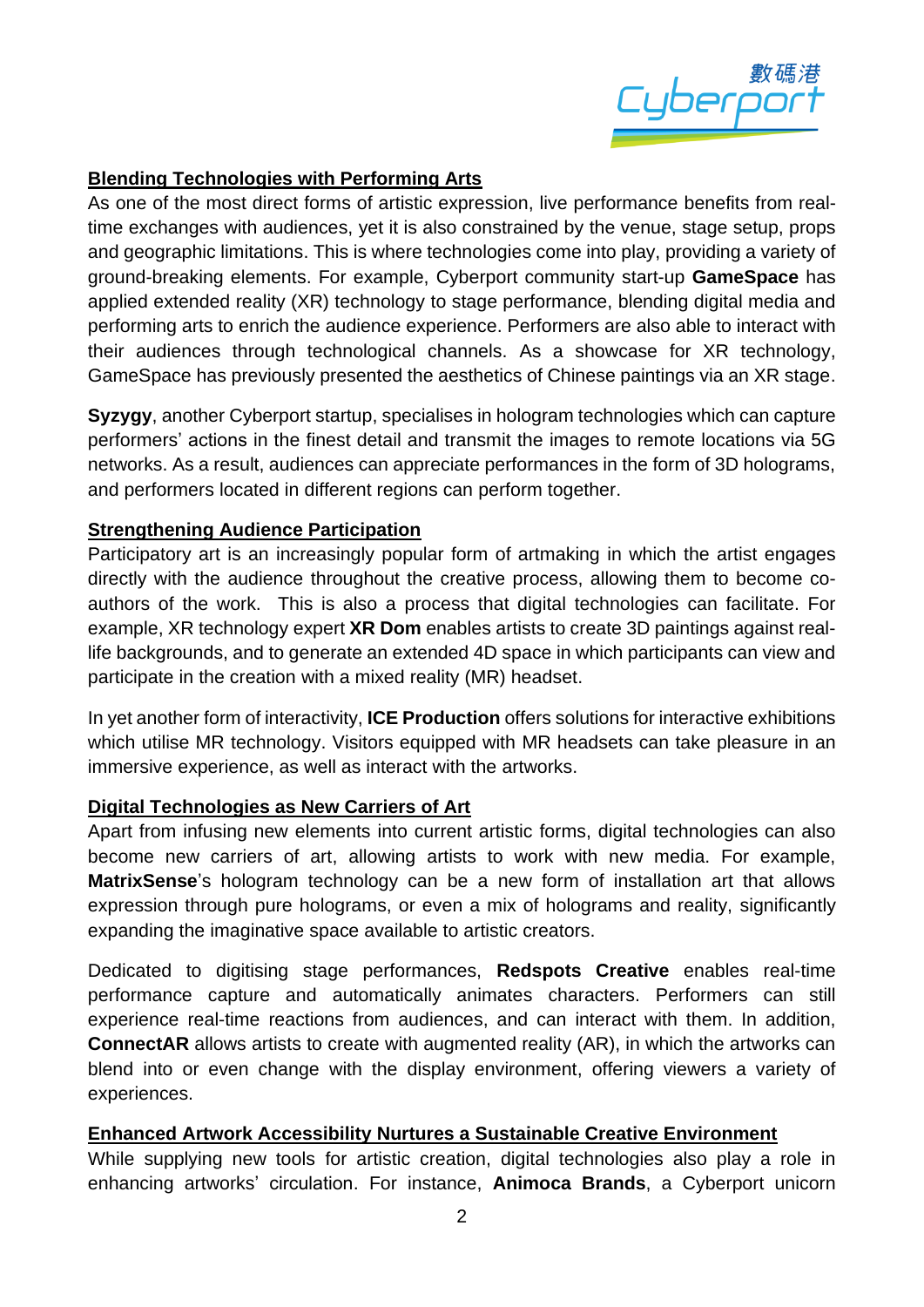## Blending Technologies with Performing Arts

As one of the most direct forms of artistic expression, live performance benefits from real-time exchanges with audiences, yet it is also constrained by the venue, stage setup, props and geographic limitations. This is where technologies come into play, providing a variety of ground-breaking elements. For example, Cyberport community start-up **GameSpace** has applied extended reality (XR) technology to stage performance, blending digital media and performing arts to enrich the audience experience. Performers are also able to interact with their audiences through technological channels. As a showcase for XR technology, GameSpace has previously presented the aesthetics of Chinese paintings via an XR stage.

**Syzygy**, another Cyberport startup, specialises in hologram technologies which can capture performers' actions in the finest detail and transmit the images to remote locations via 5G networks. As a result, audiences can appreciate performances in the form of 3D holograms, and performers located in different regions can perform together.

## Strengthening Audience Participation

Participatory art is an increasingly popular form of artmaking in which the artist engages directly with the audience throughout the creative process, allowing them to become co-authors of the work. This is also a process that digital technologies can facilitate. For example, XR technology expert **XR Dom** enables artists to create 3D paintings against real-life backgrounds, and to generate an extended 4D space in which participants can view and participate in the creation with a mixed reality (MR) headset.

In yet another form of interactivity, **ICE Production** offers solutions for interactive exhibitions which utilise MR technology. Visitors equipped with MR headsets can take pleasure in an immersive experience, as well as interact with the artworks.

## Digital Technologies as New Carriers of Art

Apart from infusing new elements into current artistic forms, digital technologies can also become new carriers of art, allowing artists to work with new media. For example, **MatrixSense**'s hologram technology can be a new form of installation art that allows expression through pure holograms, or even a mix of holograms and reality, significantly expanding the imaginative space available to artistic creators.

Dedicated to digitising stage performances, **Redspots Creative** enables real-time performance capture and automatically animates characters. Performers can still experience real-time reactions from audiences, and can interact with them. In addition, **ConnectAR** allows artists to create with augmented reality (AR), in which the artworks can blend into or even change with the display environment, offering viewers a variety of experiences.

## Enhanced Artwork Accessibility Nurtures a Sustainable Creative Environment

While supplying new tools for artistic creation, digital technologies also play a role in enhancing artworks' circulation. For instance, **Animoca Brands**, a Cyberport unicorn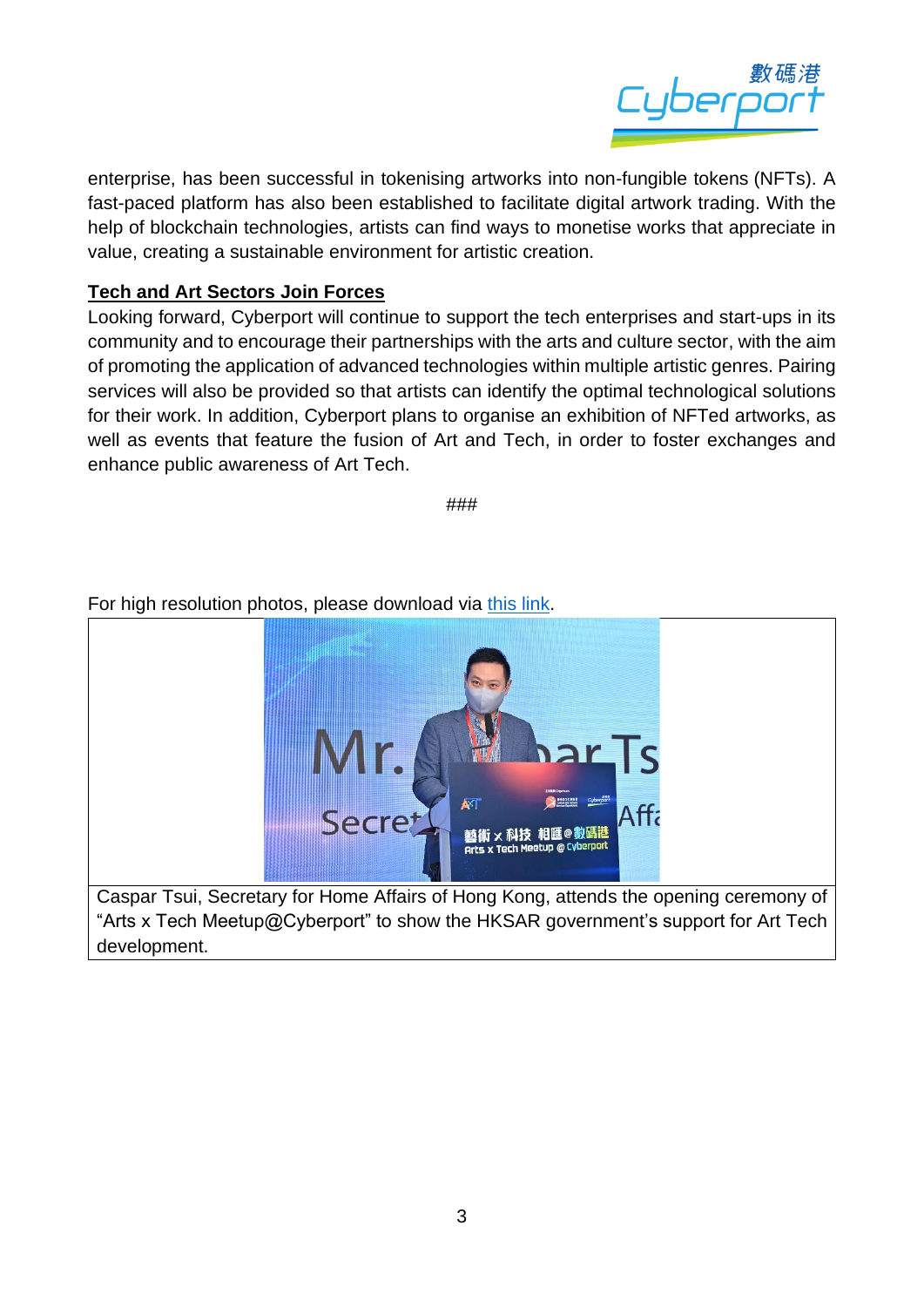enterprise, has been successful in tokenising artworks into non-fungible tokens (NFTs). A fast-paced platform has also been established to facilitate digital artwork trading. With the help of blockchain technologies, artists can find ways to monetise works that appreciate in value, creating a sustainable environment for artistic creation.

**Tech and Art Sectors Join Forces**

Looking forward, Cyberport will continue to support the tech enterprises and start-ups in its community and to encourage their partnerships with the arts and culture sector, with the aim of promoting the application of advanced technologies within multiple artistic genres. Pairing services will also be provided so that artists can identify the optimal technological solutions for their work. In addition, Cyberport plans to organise an exhibition of NFTed artworks, as well as events that feature the fusion of Art and Tech, in order to foster exchanges and enhance public awareness of Art Tech.

###

For high resolution photos, please download via this link.

Caspar Tsui, Secretary for Home Affairs of Hong Kong, attends the opening ceremony of "Arts x Tech Meetup@Cyberport" to show the HKSAR government's support for Art Tech development.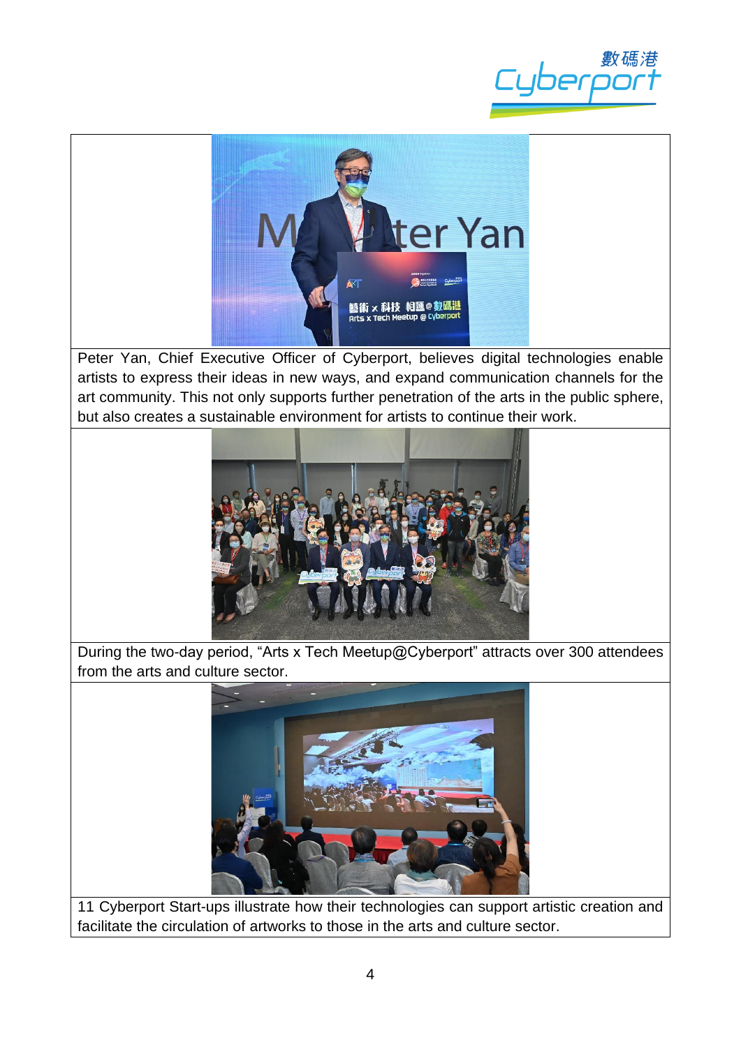Peter Yan, Chief Executive Officer of Cyberport, believes digital technologies enable artists to express their ideas in new ways, and expand communication channels for the art community. This not only supports further penetration of the arts in the public sphere, but also creates a sustainable environment for artists to continue their work.

During the two-day period, "Arts x Tech Meetup@Cyberport" attracts over 300 attendees from the arts and culture sector.

11 Cyberport Start-ups illustrate how their technologies can support artistic creation and facilitate the circulation of artworks to those in the arts and culture sector.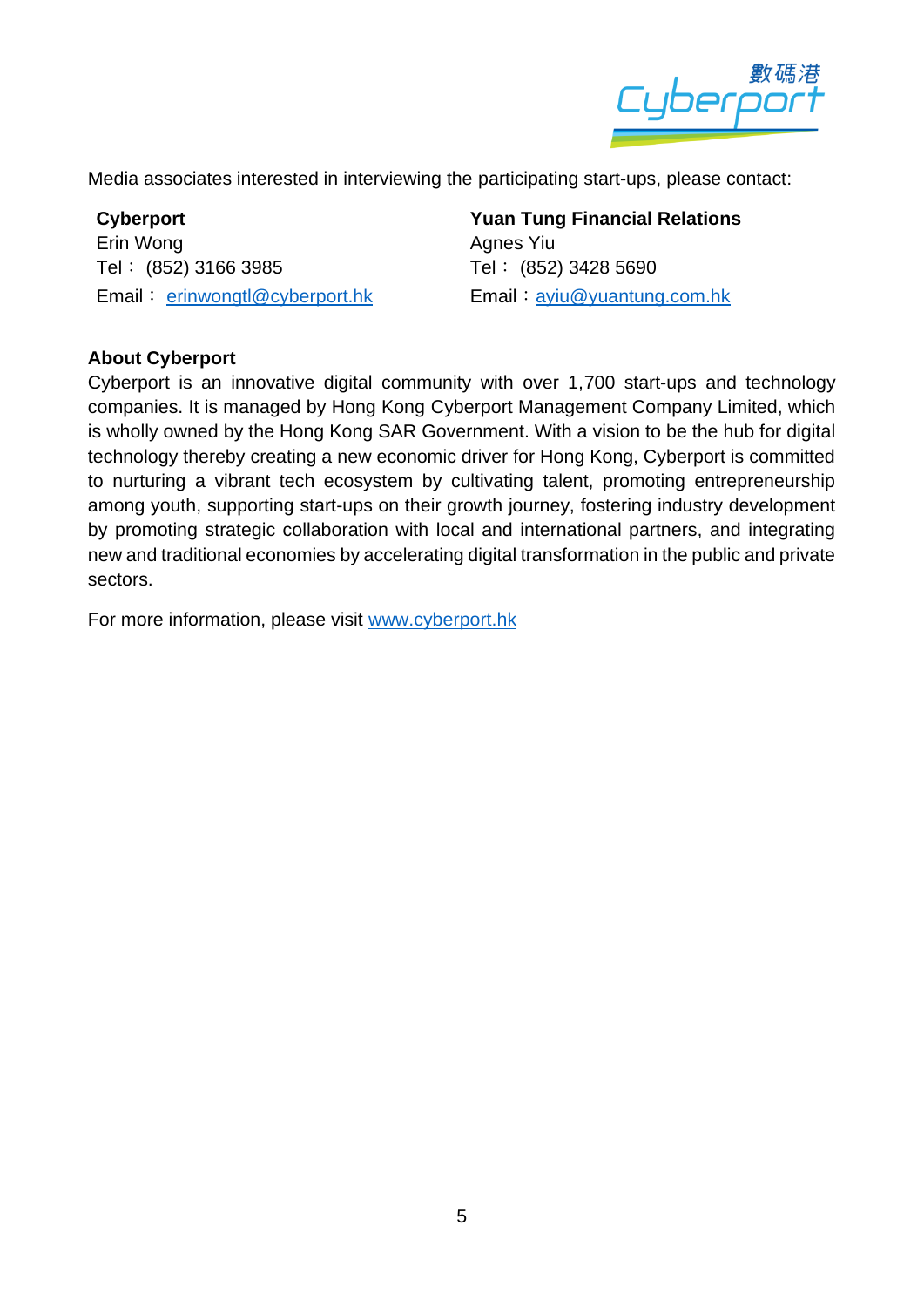Media associates interested in interviewing the participating start-ups, please contact:

**Cyberport**
Erin Wong
Tel： (852) 3166 3985
Email： erinwongtl@cyberport.hk

**Yuan Tung Financial Relations**
Agnes Yiu
Tel： (852) 3428 5690
Email：ayiu@yuantung.com.hk

**About Cyberport**

Cyberport is an innovative digital community with over 1,700 start-ups and technology companies. It is managed by Hong Kong Cyberport Management Company Limited, which is wholly owned by the Hong Kong SAR Government. With a vision to be the hub for digital technology thereby creating a new economic driver for Hong Kong, Cyberport is committed to nurturing a vibrant tech ecosystem by cultivating talent, promoting entrepreneurship among youth, supporting start-ups on their growth journey, fostering industry development by promoting strategic collaboration with local and international partners, and integrating new and traditional economies by accelerating digital transformation in the public and private sectors.

For more information, please visit www.cyberport.hk